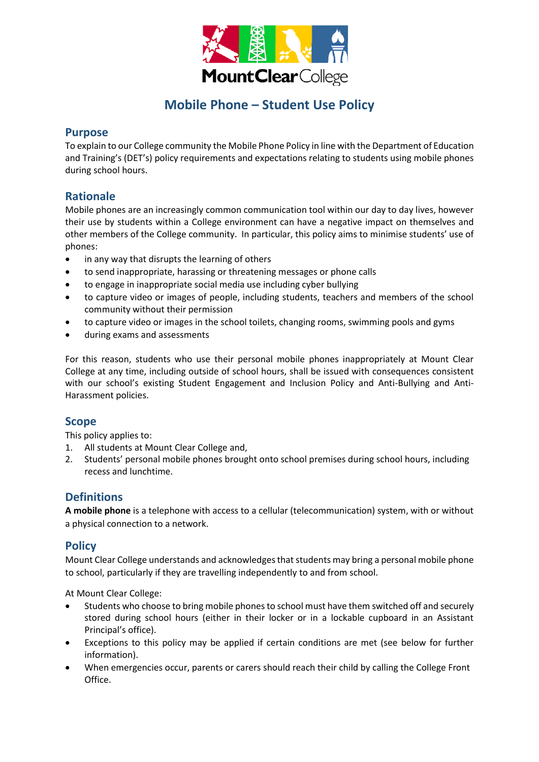# Mobile Phone – Student Use Policy

## Purpose

To explain to our College community the Mobile Phone Policy in line with the Department of Education and Training's (DET's) policy requirements and expectations relating to students using mobile phones during school hours.

## Rationale

Mobile phones are an increasingly common communication tool within our day to day lives, however their use by students within a College environment can have a negative impact on themselves and other members of the College community. In particular, this policy aims to minimise students' use of phones:

- in any way that disrupts the learning of others
- to send inappropriate, harassing or threatening messages or phone calls
- to engage in inappropriate social media use including cyber bullying
- to capture video or images of people, including students, teachers and members of the school community without their permission
- to capture video or images in the school toilets, changing rooms, swimming pools and gyms
- during exams and assessments

For this reason, students who use their personal mobile phones inappropriately at Mount Clear College at any time, including outside of school hours, shall be issued with consequences consistent with our school's existing Student Engagement and Inclusion Policy and Anti-Bullying and Anti-Harassment policies.

## Scope

This policy applies to:

1. All students at Mount Clear College and,
2. Students' personal mobile phones brought onto school premises during school hours, including recess and lunchtime.

## Definitions

**A mobile phone** is a telephone with access to a cellular (telecommunication) system, with or without a physical connection to a network.

## Policy

Mount Clear College understands and acknowledges that students may bring a personal mobile phone to school, particularly if they are travelling independently to and from school.

At Mount Clear College:

- Students who choose to bring mobile phones to school must have them switched off and securely stored during school hours (either in their locker or in a lockable cupboard in an Assistant Principal's office).
- Exceptions to this policy may be applied if certain conditions are met (see below for further information).
- When emergencies occur, parents or carers should reach their child by calling the College Front Office.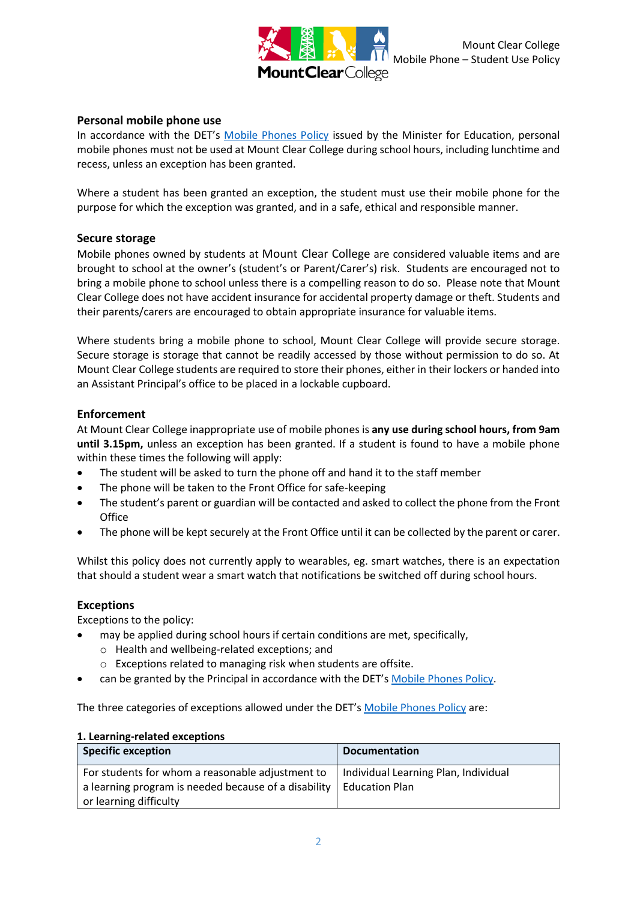## Personal mobile phone use

In accordance with the DET's Mobile Phones Policy issued by the Minister for Education, personal mobile phones must not be used at Mount Clear College during school hours, including lunchtime and recess, unless an exception has been granted.

Where a student has been granted an exception, the student must use their mobile phone for the purpose for which the exception was granted, and in a safe, ethical and responsible manner.

## Secure storage

Mobile phones owned by students at Mount Clear College are considered valuable items and are brought to school at the owner's (student's or Parent/Carer's) risk. Students are encouraged not to bring a mobile phone to school unless there is a compelling reason to do so. Please note that Mount Clear College does not have accident insurance for accidental property damage or theft. Students and their parents/carers are encouraged to obtain appropriate insurance for valuable items.

Where students bring a mobile phone to school, Mount Clear College will provide secure storage. Secure storage is storage that cannot be readily accessed by those without permission to do so. At Mount Clear College students are required to store their phones, either in their lockers or handed into an Assistant Principal's office to be placed in a lockable cupboard.

## Enforcement

At Mount Clear College inappropriate use of mobile phones is **any use during school hours, from 9am until 3.15pm,** unless an exception has been granted. If a student is found to have a mobile phone within these times the following will apply:

- The student will be asked to turn the phone off and hand it to the staff member
- The phone will be taken to the Front Office for safe-keeping
- The student's parent or guardian will be contacted and asked to collect the phone from the Front Office
- The phone will be kept securely at the Front Office until it can be collected by the parent or carer.

Whilst this policy does not currently apply to wearables, eg. smart watches, there is an expectation that should a student wear a smart watch that notifications be switched off during school hours.

## Exceptions

Exceptions to the policy:

- may be applied during school hours if certain conditions are met, specifically,
  - Health and wellbeing-related exceptions; and
  - Exceptions related to managing risk when students are offsite.
- can be granted by the Principal in accordance with the DET's Mobile Phones Policy.

The three categories of exceptions allowed under the DET's Mobile Phones Policy are:

**1. Learning-related exceptions**

| Specific exception | Documentation |
| --- | --- |
| For students for whom a reasonable adjustment to a learning program is needed because of a disability or learning difficulty | Individual Learning Plan, Individual Education Plan |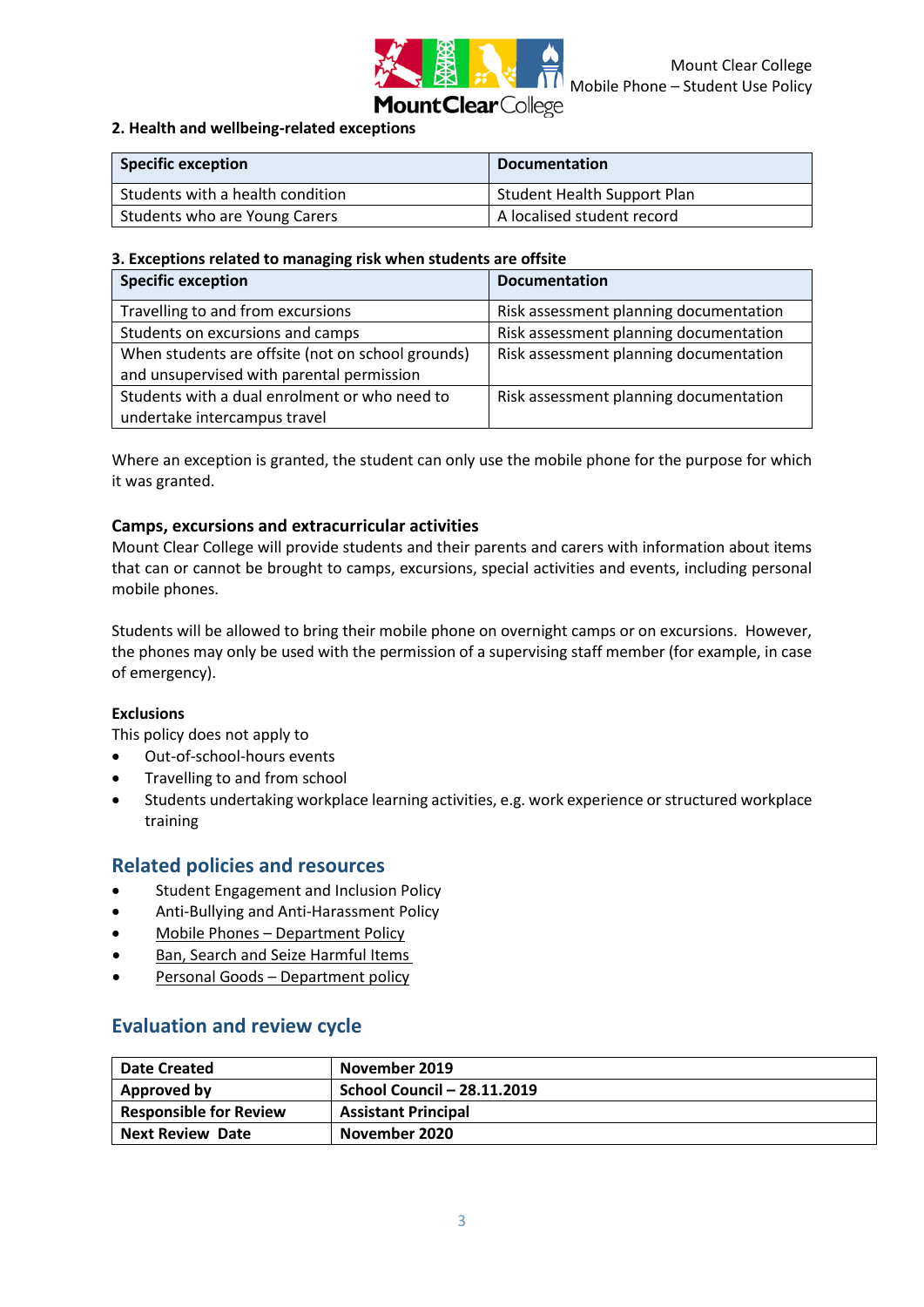**2. Health and wellbeing-related exceptions**

| Specific exception | Documentation |
|---|---|
| Students with a health condition | Student Health Support Plan |
| Students who are Young Carers | A localised student record |

**3. Exceptions related to managing risk when students are offsite**

| Specific exception | Documentation |
|---|---|
| Travelling to and from excursions | Risk assessment planning documentation |
| Students on excursions and camps | Risk assessment planning documentation |
| When students are offsite (not on school grounds) and unsupervised with parental permission | Risk assessment planning documentation |
| Students with a dual enrolment or who need to undertake intercampus travel | Risk assessment planning documentation |

Where an exception is granted, the student can only use the mobile phone for the purpose for which it was granted.

**Camps, excursions and extracurricular activities**

Mount Clear College will provide students and their parents and carers with information about items that can or cannot be brought to camps, excursions, special activities and events, including personal mobile phones.

Students will be allowed to bring their mobile phone on overnight camps or on excursions. However, the phones may only be used with the permission of a supervising staff member (for example, in case of emergency).

**Exclusions**

This policy does not apply to

- Out-of-school-hours events
- Travelling to and from school
- Students undertaking workplace learning activities, e.g. work experience or structured workplace training

## Related policies and resources

- Student Engagement and Inclusion Policy
- Anti-Bullying and Anti-Harassment Policy
- Mobile Phones – Department Policy
- Ban, Search and Seize Harmful Items
- Personal Goods – Department policy

## Evaluation and review cycle

| | |
|---|---|
| **Date Created** | **November 2019** |
| **Approved by** | **School Council – 28.11.2019** |
| **Responsible for Review** | **Assistant Principal** |
| **Next Review Date** | **November 2020** |